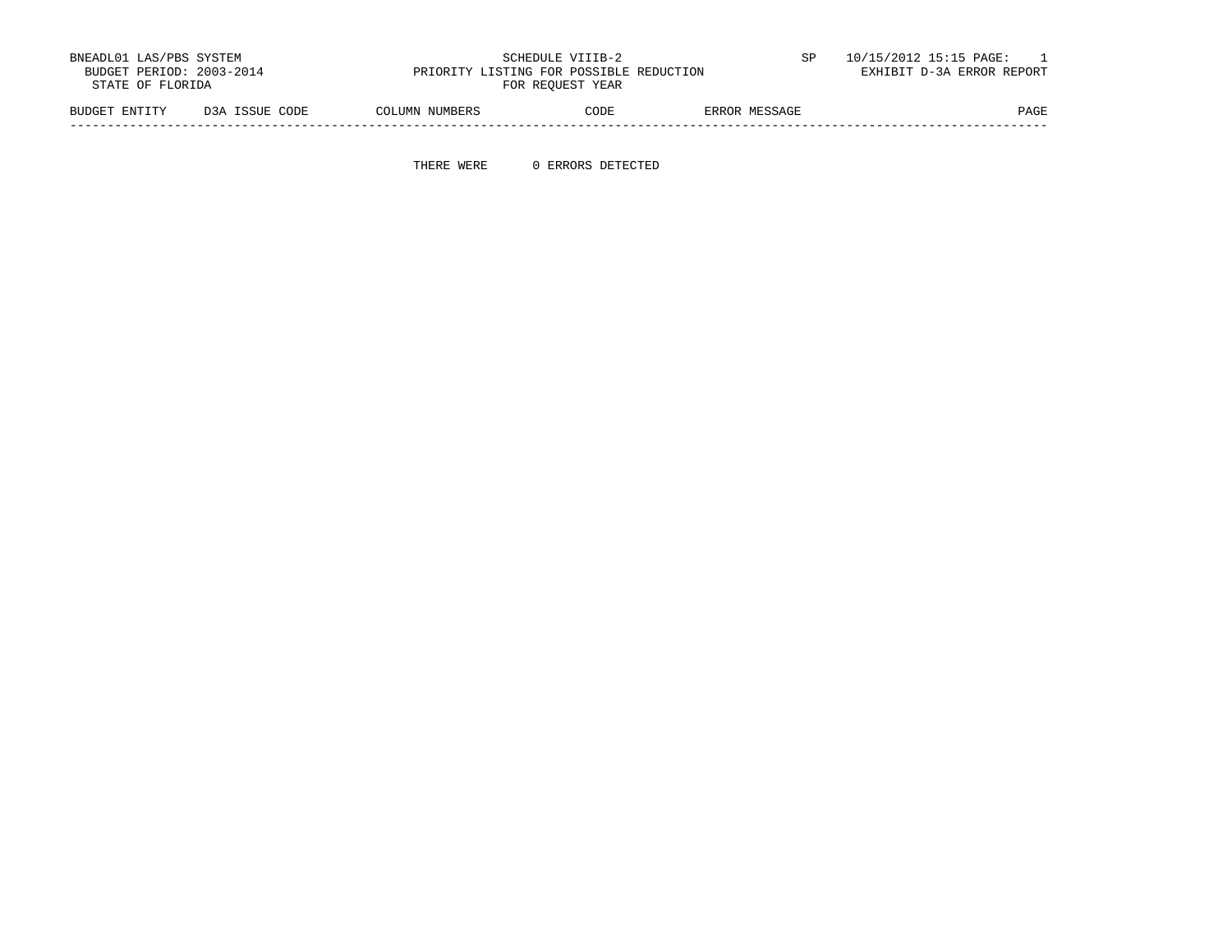BNEADL01 LAS/PBS SYSTEM
BUDGET PERIOD: 2003-2014
STATE OF FLORIDA

SCHEDULE VIIIB-2
PRIORITY LISTING FOR POSSIBLE REDUCTION
FOR REQUEST YEAR

SP 10/15/2012 15:15 PAGE: 1
EXHIBIT D-3A ERROR REPORT

| BUDGET ENTITY | D3A ISSUE CODE | COLUMN NUMBERS | CODE | ERROR MESSAGE | PAGE |
|---|---|---|---|---|---|

THERE WERE 0 ERRORS DETECTED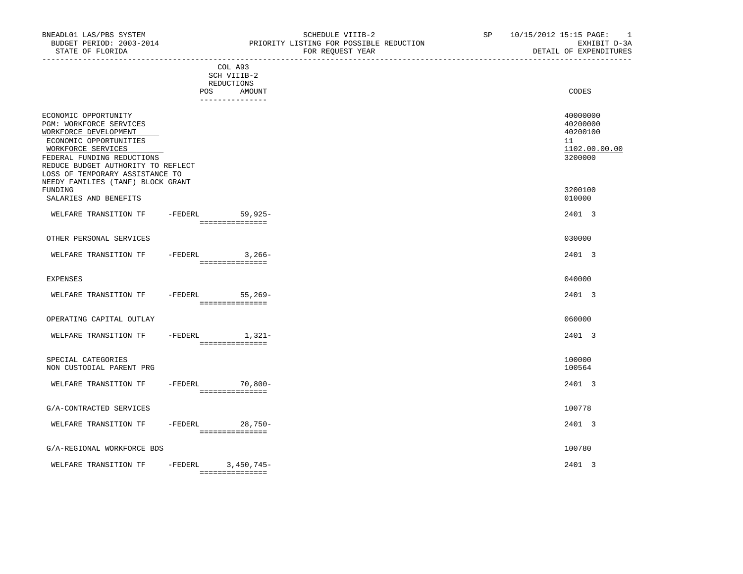BNEADL01 LAS/PBS SYSTEM
BUDGET PERIOD: 2003-2014
STATE OF FLORIDA

SCHEDULE VIIIB-2
PRIORITY LISTING FOR POSSIBLE REDUCTION
FOR REQUEST YEAR

SP 10/15/2012 15:15
EXHIBIT D-3A
DETAIL OF EXPENDITURES

| | | COL A93 SCH VIIIB-2 REDUCTIONS POS AMOUNT | CODES |
|---|---|---|---|
| ECONOMIC OPPORTUNITY | | | 40000000 |
| PGM: WORKFORCE SERVICES | | | 40200000 |
| WORKFORCE DEVELOPMENT | | | 40200100 |
| ECONOMIC OPPORTUNITIES | | | 11 |
| WORKFORCE SERVICES | | | 1102.00.00.00 |
| FEDERAL FUNDING REDUCTIONS | | | 3200000 |
| REDUCE BUDGET AUTHORITY TO REFLECT LOSS OF TEMPORARY ASSISTANCE TO NEEDY FAMILIES (TANF) BLOCK GRANT FUNDING | | | 3200100 |
| SALARIES AND BENEFITS | | | 010000 |
| WELFARE TRANSITION TF | -FEDERL | 59,925- | 2401 3 |
| OTHER PERSONAL SERVICES | | | 030000 |
| WELFARE TRANSITION TF | -FEDERL | 3,266- | 2401 3 |
| EXPENSES | | | 040000 |
| WELFARE TRANSITION TF | -FEDERL | 55,269- | 2401 3 |
| OPERATING CAPITAL OUTLAY | | | 060000 |
| WELFARE TRANSITION TF | -FEDERL | 1,321- | 2401 3 |
| SPECIAL CATEGORIES | | | 100000 |
| NON CUSTODIAL PARENT PRG | | | 100564 |
| WELFARE TRANSITION TF | -FEDERL | 70,800- | 2401 3 |
| G/A-CONTRACTED SERVICES | | | 100778 |
| WELFARE TRANSITION TF | -FEDERL | 28,750- | 2401 3 |
| G/A-REGIONAL WORKFORCE BDS | | | 100780 |
| WELFARE TRANSITION TF | -FEDERL | 3,450,745- | 2401 3 |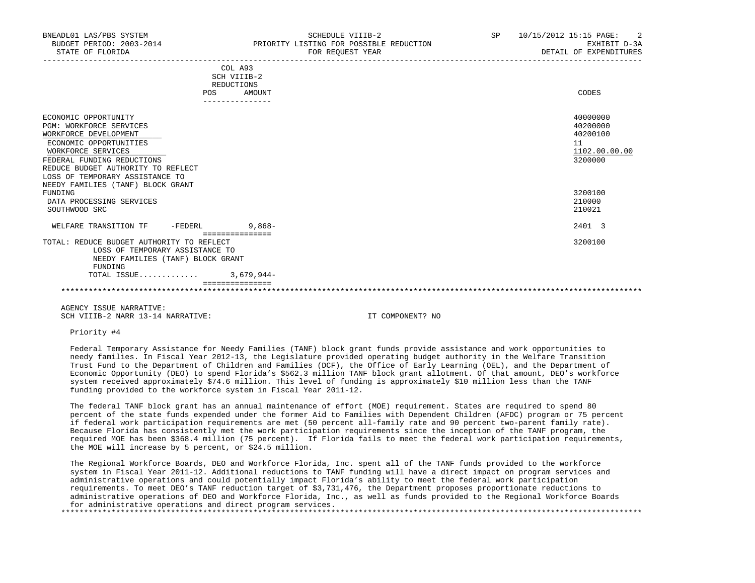BNEADL01 LAS/PBS SYSTEM — SCHEDULE VIIIB-2 — SP 10/15/2012 15:15

BUDGET PERIOD: 2003-2014 — PRIORITY LISTING FOR POSSIBLE REDUCTION — EXHIBIT D-3A

STATE OF FLORIDA — FOR REQUEST YEAR — DETAIL OF EXPENDITURES

| | COL A93 SCH VIIIB-2 REDUCTIONS POS | AMOUNT | CODES |
|---|---|---|---|
| ECONOMIC OPPORTUNITY | | | 40000000 |
| PGM: WORKFORCE SERVICES | | | 40200000 |
| WORKFORCE DEVELOPMENT | | | 40200100 |
| ECONOMIC OPPORTUNITIES | | | 11 |
| WORKFORCE SERVICES | | | 1102.00.00.00 |
| FEDERAL FUNDING REDUCTIONS | | | 3200000 |
| REDUCE BUDGET AUTHORITY TO REFLECT LOSS OF TEMPORARY ASSISTANCE TO NEEDY FAMILIES (TANF) BLOCK GRANT FUNDING | | | 3200100 |
| DATA PROCESSING SERVICES | | | 210000 |
| SOUTHWOOD SRC | | | 210021 |
| WELFARE TRANSITION TF -FEDERL | | 9,868- | 2401 3 |
| TOTAL: REDUCE BUDGET AUTHORITY TO REFLECT LOSS OF TEMPORARY ASSISTANCE TO NEEDY FAMILIES (TANF) BLOCK GRANT FUNDING | | | 3200100 |
| TOTAL ISSUE............ | | 3,679,944- | |

AGENCY ISSUE NARRATIVE:

SCH VIIIB-2 NARR 13-14 NARRATIVE: IT COMPONENT? NO

Priority #4

Federal Temporary Assistance for Needy Families (TANF) block grant funds provide assistance and work opportunities to needy families. In Fiscal Year 2012-13, the Legislature provided operating budget authority in the Welfare Transition Trust Fund to the Department of Children and Families (DCF), the Office of Early Learning (OEL), and the Department of Economic Opportunity (DEO) to spend Florida's $562.3 million TANF block grant allotment. Of that amount, DEO's workforce system received approximately $74.6 million. This level of funding is approximately $10 million less than the TANF funding provided to the workforce system in Fiscal Year 2011-12.

The federal TANF block grant has an annual maintenance of effort (MOE) requirement. States are required to spend 80 percent of the state funds expended under the former Aid to Families with Dependent Children (AFDC) program or 75 percent if federal work participation requirements are met (50 percent all-family rate and 90 percent two-parent family rate). Because Florida has consistently met the work participation requirements since the inception of the TANF program, the required MOE has been $368.4 million (75 percent). If Florida fails to meet the federal work participation requirements, the MOE will increase by 5 percent, or $24.5 million.

The Regional Workforce Boards, DEO and Workforce Florida, Inc. spent all of the TANF funds provided to the workforce system in Fiscal Year 2011-12. Additional reductions to TANF funding will have a direct impact on program services and administrative operations and could potentially impact Florida's ability to meet the federal work participation requirements. To meet DEO's TANF reduction target of $3,731,476, the Department proposes proportionate reductions to administrative operations of DEO and Workforce Florida, Inc., as well as funds provided to the Regional Workforce Boards for administrative operations and direct program services.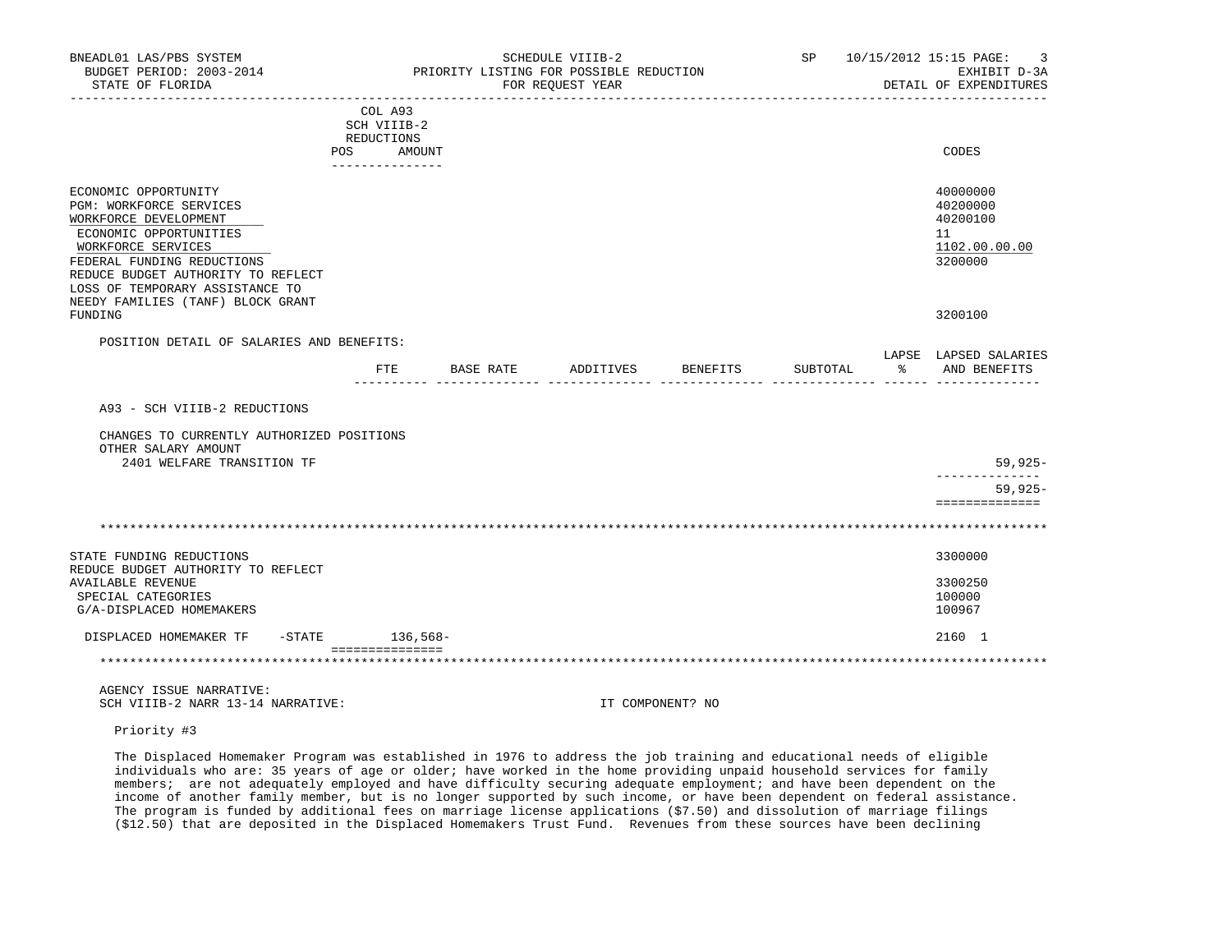BNEADL01 LAS/PBS SYSTEM
BUDGET PERIOD: 2003-2014
STATE OF FLORIDA

SCHEDULE VIIIB-2
PRIORITY LISTING FOR POSSIBLE REDUCTION
FOR REQUEST YEAR

SP 10/15/2012 15:15
EXHIBIT D-3A
DETAIL OF EXPENDITURES

| | COL A93 SCH VIIIB-2 REDUCTIONS POS AMOUNT | CODES |
|---|---|---|
| ECONOMIC OPPORTUNITY | | 40000000 |
| PGM: WORKFORCE SERVICES | | 40200000 |
| WORKFORCE DEVELOPMENT | | 40200100 |
| ECONOMIC OPPORTUNITIES | | 11 |
| WORKFORCE SERVICES | | 1102.00.00.00 |
| FEDERAL FUNDING REDUCTIONS | | 3200000 |
| REDUCE BUDGET AUTHORITY TO REFLECT LOSS OF TEMPORARY ASSISTANCE TO NEEDY FAMILIES (TANF) BLOCK GRANT FUNDING | | 3200100 |

POSITION DETAIL OF SALARIES AND BENEFITS:

| | FTE | BASE RATE | ADDITIVES | BENEFITS | SUBTOTAL | LAPSE % | LAPSED SALARIES AND BENEFITS |
|---|---|---|---|---|---|---|---|
| A93 - SCH VIIIB-2 REDUCTIONS | | | | | | | |
| CHANGES TO CURRENTLY AUTHORIZED POSITIONS | | | | | | | |
| OTHER SALARY AMOUNT | | | | | | | |
| 2401 WELFARE TRANSITION TF | | | | | | | 59,925- |
| | | | | | | | 59,925- |

| | COL A93 SCH VIIIB-2 REDUCTIONS POS AMOUNT | CODES |
|---|---|---|
| STATE FUNDING REDUCTIONS | | 3300000 |
| REDUCE BUDGET AUTHORITY TO REFLECT AVAILABLE REVENUE | | 3300250 |
| SPECIAL CATEGORIES | | 100000 |
| G/A-DISPLACED HOMEMAKERS | | 100967 |
| DISPLACED HOMEMAKER TF -STATE | 136,568- | 2160 1 |

AGENCY ISSUE NARRATIVE:
SCH VIIIB-2 NARR 13-14 NARRATIVE: IT COMPONENT? NO

Priority #3

The Displaced Homemaker Program was established in 1976 to address the job training and educational needs of eligible individuals who are: 35 years of age or older; have worked in the home providing unpaid household services for family members; are not adequately employed and have difficulty securing adequate employment; and have been dependent on the income of another family member, but is no longer supported by such income, or have been dependent on federal assistance. The program is funded by additional fees on marriage license applications ($7.50) and dissolution of marriage filings ($12.50) that are deposited in the Displaced Homemakers Trust Fund. Revenues from these sources have been declining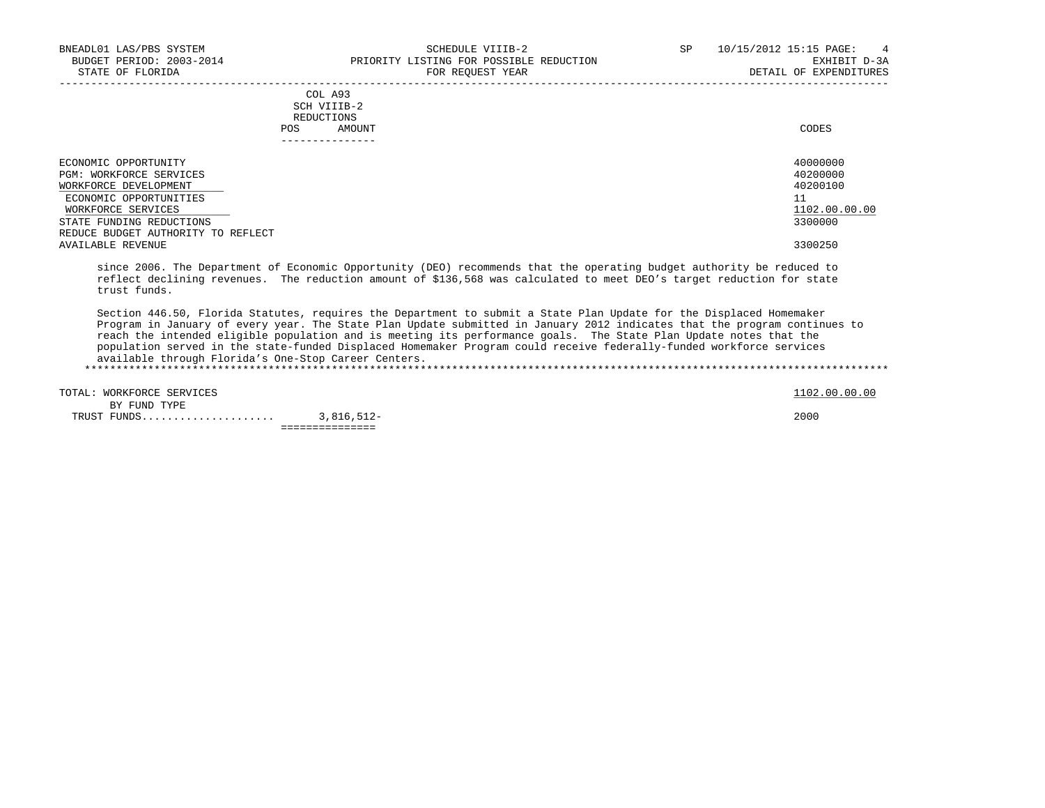| | COL A93 SCH VIIIB-2 REDUCTIONS POS AMOUNT | CODES |
|---|---|---|
| ECONOMIC OPPORTUNITY | | 40000000 |
| PGM: WORKFORCE SERVICES | | 40200000 |
| WORKFORCE DEVELOPMENT | | 40200100 |
| ECONOMIC OPPORTUNITIES | | 11 |
| WORKFORCE SERVICES | | 1102.00.00.00 |
| STATE FUNDING REDUCTIONS | | 3300000 |
| REDUCE BUDGET AUTHORITY TO REFLECT AVAILABLE REVENUE | | 3300250 |

since 2006. The Department of Economic Opportunity (DEO) recommends that the operating budget authority be reduced to reflect declining revenues. The reduction amount of $136,568 was calculated to meet DEO's target reduction for state trust funds.

Section 446.50, Florida Statutes, requires the Department to submit a State Plan Update for the Displaced Homemaker Program in January of every year. The State Plan Update submitted in January 2012 indicates that the program continues to reach the intended eligible population and is meeting its performance goals. The State Plan Update notes that the population served in the state-funded Displaced Homemaker Program could receive federally-funded workforce services available through Florida's One-Stop Career Centers.

*******************************************************************************************************************

| | AMOUNT | CODES |
|---|---|---|
| TOTAL: WORKFORCE SERVICES | | 1102.00.00.00 |
| BY FUND TYPE | | |
| TRUST FUNDS.................... | 3,816,512- | 2000 |
| | =============== | |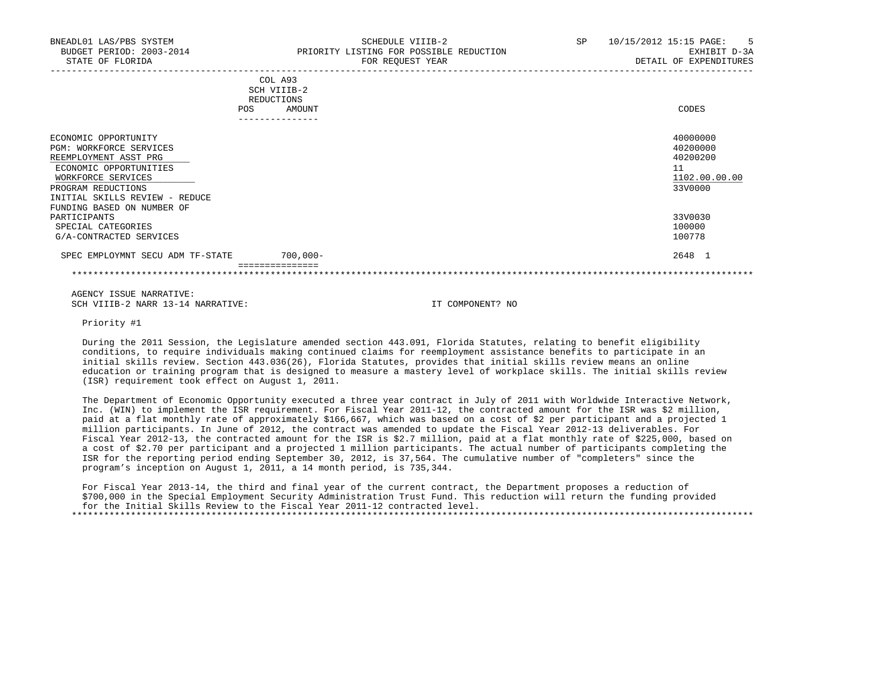| | COL A93 SCH VIIIB-2 REDUCTIONS POS AMOUNT | CODES |
|---|---|---|
| ECONOMIC OPPORTUNITY | | 40000000 |
| PGM: WORKFORCE SERVICES | | 40200000 |
| REEMPLOYMENT ASST PRG | | 40200200 |
| ECONOMIC OPPORTUNITIES | | 11 |
| WORKFORCE SERVICES | | 1102.00.00.00 |
| PROGRAM REDUCTIONS | | 33V0000 |
| INITIAL SKILLS REVIEW - REDUCE FUNDING BASED ON NUMBER OF PARTICIPANTS | | 33V0030 |
| SPECIAL CATEGORIES | | 100000 |
| G/A-CONTRACTED SERVICES | | 100778 |
| SPEC EMPLOYMNT SECU ADM TF-STATE | 700,000- | 2648 1 |

AGENCY ISSUE NARRATIVE:
SCH VIIIB-2 NARR 13-14 NARRATIVE: IT COMPONENT? NO

Priority #1

During the 2011 Session, the Legislature amended section 443.091, Florida Statutes, relating to benefit eligibility conditions, to require individuals making continued claims for reemployment assistance benefits to participate in an initial skills review. Section 443.036(26), Florida Statutes, provides that initial skills review means an online education or training program that is designed to measure a mastery level of workplace skills. The initial skills review (ISR) requirement took effect on August 1, 2011.

The Department of Economic Opportunity executed a three year contract in July of 2011 with Worldwide Interactive Network, Inc. (WIN) to implement the ISR requirement. For Fiscal Year 2011-12, the contracted amount for the ISR was $2 million, paid at a flat monthly rate of approximately $166,667, which was based on a cost of $2 per participant and a projected 1 million participants. In June of 2012, the contract was amended to update the Fiscal Year 2012-13 deliverables. For Fiscal Year 2012-13, the contracted amount for the ISR is $2.7 million, paid at a flat monthly rate of $225,000, based on a cost of $2.70 per participant and a projected 1 million participants. The actual number of participants completing the ISR for the reporting period ending September 30, 2012, is 37,564. The cumulative number of "completers" since the program's inception on August 1, 2011, a 14 month period, is 735,344.

For Fiscal Year 2013-14, the third and final year of the current contract, the Department proposes a reduction of $700,000 in the Special Employment Security Administration Trust Fund. This reduction will return the funding provided for the Initial Skills Review to the Fiscal Year 2011-12 contracted level.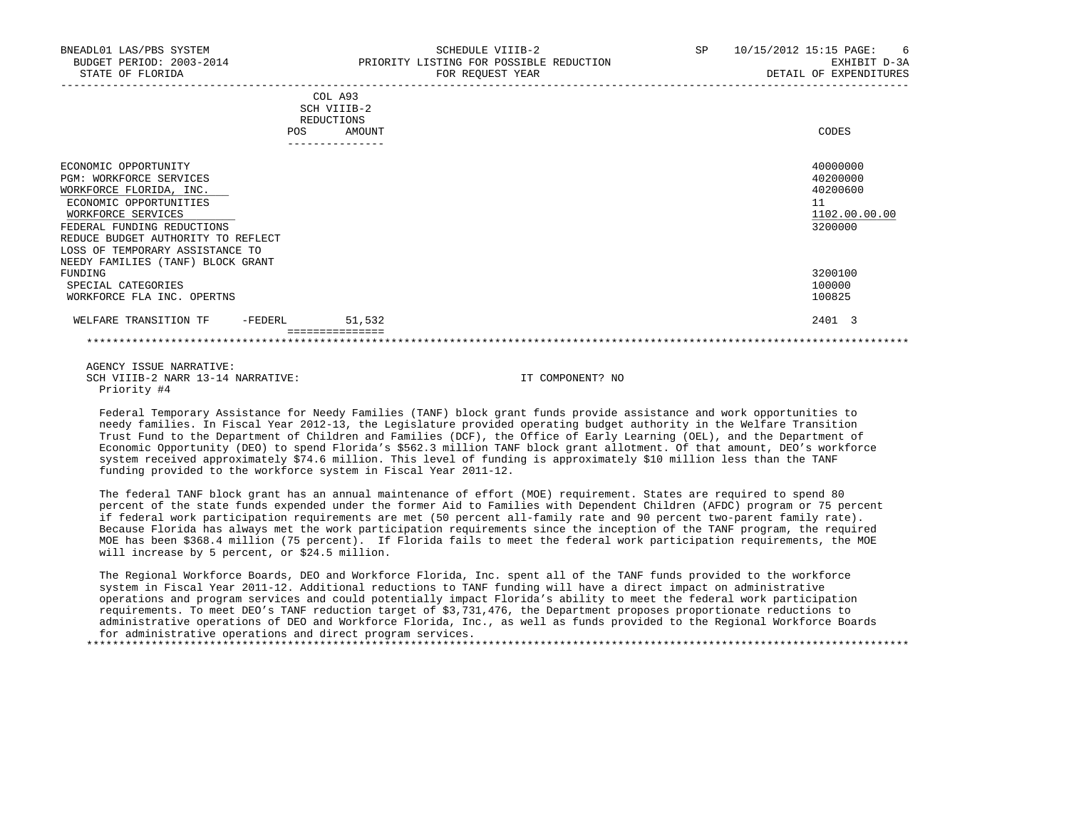| | COL A93 SCH VIIIB-2 REDUCTIONS | | |
|---|---|---|---|
| | POS | AMOUNT | CODES |
| ECONOMIC OPPORTUNITY | | | 40000000 |
| PGM: WORKFORCE SERVICES | | | 40200000 |
| WORKFORCE FLORIDA, INC. | | | 40200600 |
| ECONOMIC OPPORTUNITIES | | | 11 |
| WORKFORCE SERVICES | | | 1102.00.00.00 |
| FEDERAL FUNDING REDUCTIONS | | | 3200000 |
| REDUCE BUDGET AUTHORITY TO REFLECT LOSS OF TEMPORARY ASSISTANCE TO NEEDY FAMILIES (TANF) BLOCK GRANT FUNDING | | | 3200100 |
| SPECIAL CATEGORIES | | | 100000 |
| WORKFORCE FLA INC. OPERTNS | | | 100825 |
| WELFARE TRANSITION TF -FEDERL | | 51,532 | 2401 3 |

AGENCY ISSUE NARRATIVE:
SCH VIIIB-2 NARR 13-14 NARRATIVE: IT COMPONENT? NO
Priority #4

Federal Temporary Assistance for Needy Families (TANF) block grant funds provide assistance and work opportunities to needy families. In Fiscal Year 2012-13, the Legislature provided operating budget authority in the Welfare Transition Trust Fund to the Department of Children and Families (DCF), the Office of Early Learning (OEL), and the Department of Economic Opportunity (DEO) to spend Florida's $562.3 million TANF block grant allotment. Of that amount, DEO's workforce system received approximately $74.6 million. This level of funding is approximately $10 million less than the TANF funding provided to the workforce system in Fiscal Year 2011-12.

The federal TANF block grant has an annual maintenance of effort (MOE) requirement. States are required to spend 80 percent of the state funds expended under the former Aid to Families with Dependent Children (AFDC) program or 75 percent if federal work participation requirements are met (50 percent all-family rate and 90 percent two-parent family rate). Because Florida has always met the work participation requirements since the inception of the TANF program, the required MOE has been $368.4 million (75 percent). If Florida fails to meet the federal work participation requirements, the MOE will increase by 5 percent, or $24.5 million.

The Regional Workforce Boards, DEO and Workforce Florida, Inc. spent all of the TANF funds provided to the workforce system in Fiscal Year 2011-12. Additional reductions to TANF funding will have a direct impact on administrative operations and program services and could potentially impact Florida's ability to meet the federal work participation requirements. To meet DEO's TANF reduction target of $3,731,476, the Department proposes proportionate reductions to administrative operations of DEO and Workforce Florida, Inc., as well as funds provided to the Regional Workforce Boards for administrative operations and direct program services.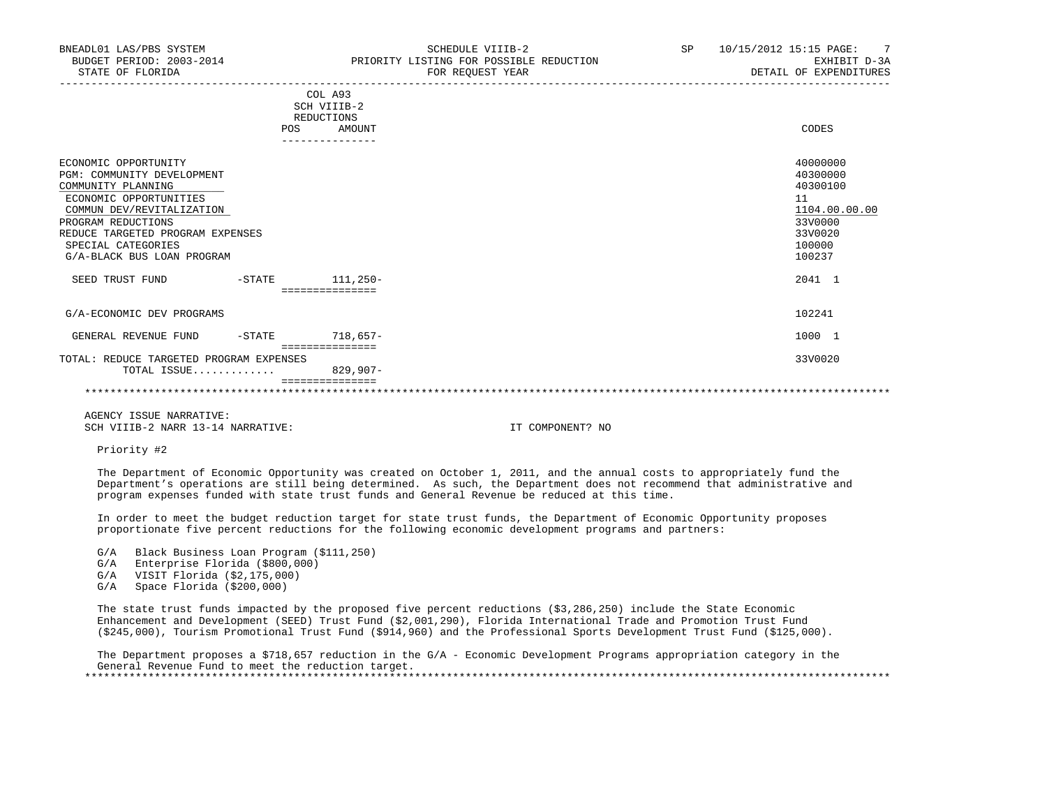BNEADL01 LAS/PBS SYSTEM — SCHEDULE VIIIB-2 — SP 10/15/2012 15:15

BUDGET PERIOD: 2003-2014 — PRIORITY LISTING FOR POSSIBLE REDUCTION — EXHIBIT D-3A

STATE OF FLORIDA — FOR REQUEST YEAR — DETAIL OF EXPENDITURES

| | COL A93 SCH VIIIB-2 REDUCTIONS POS | AMOUNT | CODES |
|---|---|---|---|
| ECONOMIC OPPORTUNITY | | | 40000000 |
| PGM: COMMUNITY DEVELOPMENT | | | 40300000 |
| COMMUNITY PLANNING | | | 40300100 |
| ECONOMIC OPPORTUNITIES | | | 11 |
| COMMUN DEV/REVITALIZATION | | | 1104.00.00.00 |
| PROGRAM REDUCTIONS | | | 33V0000 |
| REDUCE TARGETED PROGRAM EXPENSES | | | 33V0020 |
| SPECIAL CATEGORIES | | | 100000 |
| G/A-BLACK BUS LOAN PROGRAM | | | 100237 |
| SEED TRUST FUND -STATE | | 111,250- | 2041 1 |
| G/A-ECONOMIC DEV PROGRAMS | | | 102241 |
| GENERAL REVENUE FUND -STATE | | 718,657- | 1000 1 |
| TOTAL: REDUCE TARGETED PROGRAM EXPENSES | | | 33V0020 |
| TOTAL ISSUE............. | | 829,907- | |

AGENCY ISSUE NARRATIVE:

SCH VIIIB-2 NARR 13-14 NARRATIVE: IT COMPONENT? NO

Priority #2

The Department of Economic Opportunity was created on October 1, 2011, and the annual costs to appropriately fund the Department's operations are still being determined. As such, the Department does not recommend that administrative and program expenses funded with state trust funds and General Revenue be reduced at this time.

In order to meet the budget reduction target for state trust funds, the Department of Economic Opportunity proposes proportionate five percent reductions for the following economic development programs and partners:

- G/A Black Business Loan Program ($111,250)
- G/A Enterprise Florida ($800,000)
- G/A VISIT Florida ($2,175,000)
- G/A Space Florida ($200,000)

The state trust funds impacted by the proposed five percent reductions ($3,286,250) include the State Economic Enhancement and Development (SEED) Trust Fund ($2,001,290), Florida International Trade and Promotion Trust Fund ($245,000), Tourism Promotional Trust Fund ($914,960) and the Professional Sports Development Trust Fund ($125,000).

The Department proposes a $718,657 reduction in the G/A - Economic Development Programs appropriation category in the General Revenue Fund to meet the reduction target.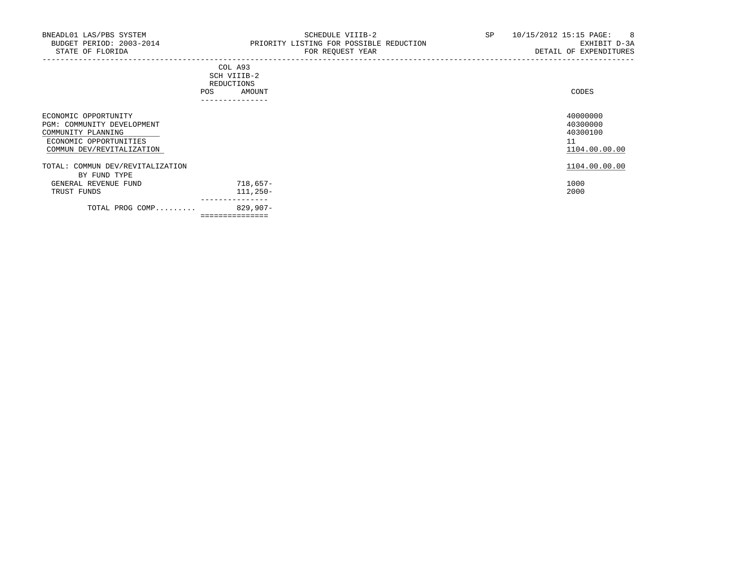BNEADL01 LAS/PBS SYSTEM | SCHEDULE VIIIB-2 | SP 10/15/2012 15:15

BUDGET PERIOD: 2003-2014 | PRIORITY LISTING FOR POSSIBLE REDUCTION | EXHIBIT D-3A

STATE OF FLORIDA | FOR REQUEST YEAR | DETAIL OF EXPENDITURES

| | COL A93 SCH VIIIB-2 REDUCTIONS POS | AMOUNT | CODES |
|---|---|---|---|
| ECONOMIC OPPORTUNITY | | | 40000000 |
| PGM: COMMUNITY DEVELOPMENT | | | 40300000 |
| COMMUNITY PLANNING | | | 40300100 |
| ECONOMIC OPPORTUNITIES | | | 11 |
| COMMUN DEV/REVITALIZATION | | | 1104.00.00.00 |
| TOTAL: COMMUN DEV/REVITALIZATION | | | 1104.00.00.00 |
| BY FUND TYPE | | | |
| GENERAL REVENUE FUND | | 718,657- | 1000 |
| TRUST FUNDS | | 111,250- | 2000 |
| TOTAL PROG COMP......... | | 829,907- | |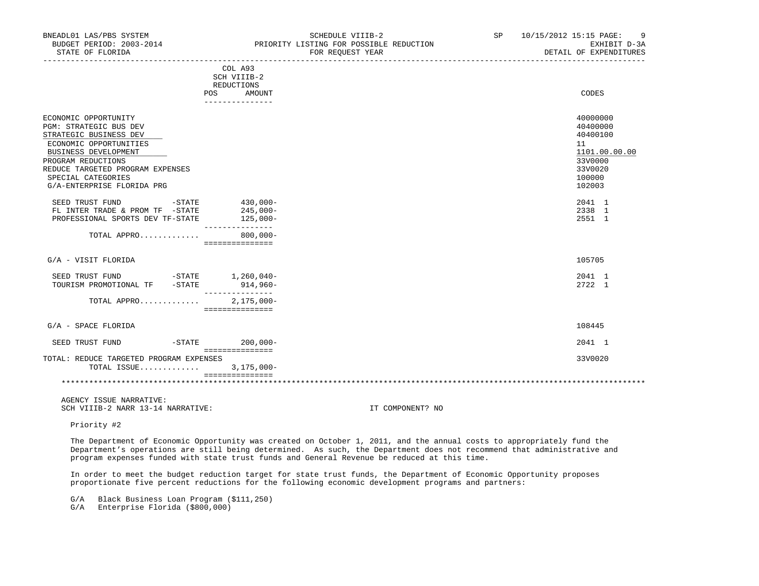BNEADL01 LAS/PBS SYSTEM — SCHEDULE VIIIB-2 — SP 10/15/2012 15:15 PAGE: 9
BUDGET PERIOD: 2003-2014 — PRIORITY LISTING FOR POSSIBLE REDUCTION — EXHIBIT D-3A
STATE OF FLORIDA — FOR REQUEST YEAR — DETAIL OF EXPENDITURES

| | COL A93 SCH VIIIB-2 REDUCTIONS POS AMOUNT | CODES |
|---|---|---|
| ECONOMIC OPPORTUNITY | | 40000000 |
| PGM: STRATEGIC BUS DEV | | 40400000 |
| STRATEGIC BUSINESS DEV | | 40400100 |
| ECONOMIC OPPORTUNITIES | | 11 |
| BUSINESS DEVELOPMENT | | 1101.00.00.00 |
| PROGRAM REDUCTIONS | | 33V0000 |
| REDUCE TARGETED PROGRAM EXPENSES | | 33V0020 |
| SPECIAL CATEGORIES | | 100000 |
| G/A-ENTERPRISE FLORIDA PRG | | 102003 |
| SEED TRUST FUND -STATE | 430,000- | 2041 1 |
| FL INTER TRADE & PROM TF -STATE | 245,000- | 2338 1 |
| PROFESSIONAL SPORTS DEV TF-STATE | 125,000- | 2551 1 |
| TOTAL APPRO............ | 800,000- | |
| G/A - VISIT FLORIDA | | 105705 |
| SEED TRUST FUND -STATE | 1,260,040- | 2041 1 |
| TOURISM PROMOTIONAL TF -STATE | 914,960- | 2722 1 |
| TOTAL APPRO............ | 2,175,000- | |
| G/A - SPACE FLORIDA | | 108445 |
| SEED TRUST FUND -STATE | 200,000- | 2041 1 |
| TOTAL: REDUCE TARGETED PROGRAM EXPENSES | | 33V0020 |
| TOTAL ISSUE............ | 3,175,000- | |

AGENCY ISSUE NARRATIVE:
SCH VIIIB-2 NARR 13-14 NARRATIVE: IT COMPONENT? NO

Priority #2

The Department of Economic Opportunity was created on October 1, 2011, and the annual costs to appropriately fund the Department's operations are still being determined. As such, the Department does not recommend that administrative and program expenses funded with state trust funds and General Revenue be reduced at this time.

In order to meet the budget reduction target for state trust funds, the Department of Economic Opportunity proposes proportionate five percent reductions for the following economic development programs and partners:

G/A Black Business Loan Program ($111,250)
G/A Enterprise Florida ($800,000)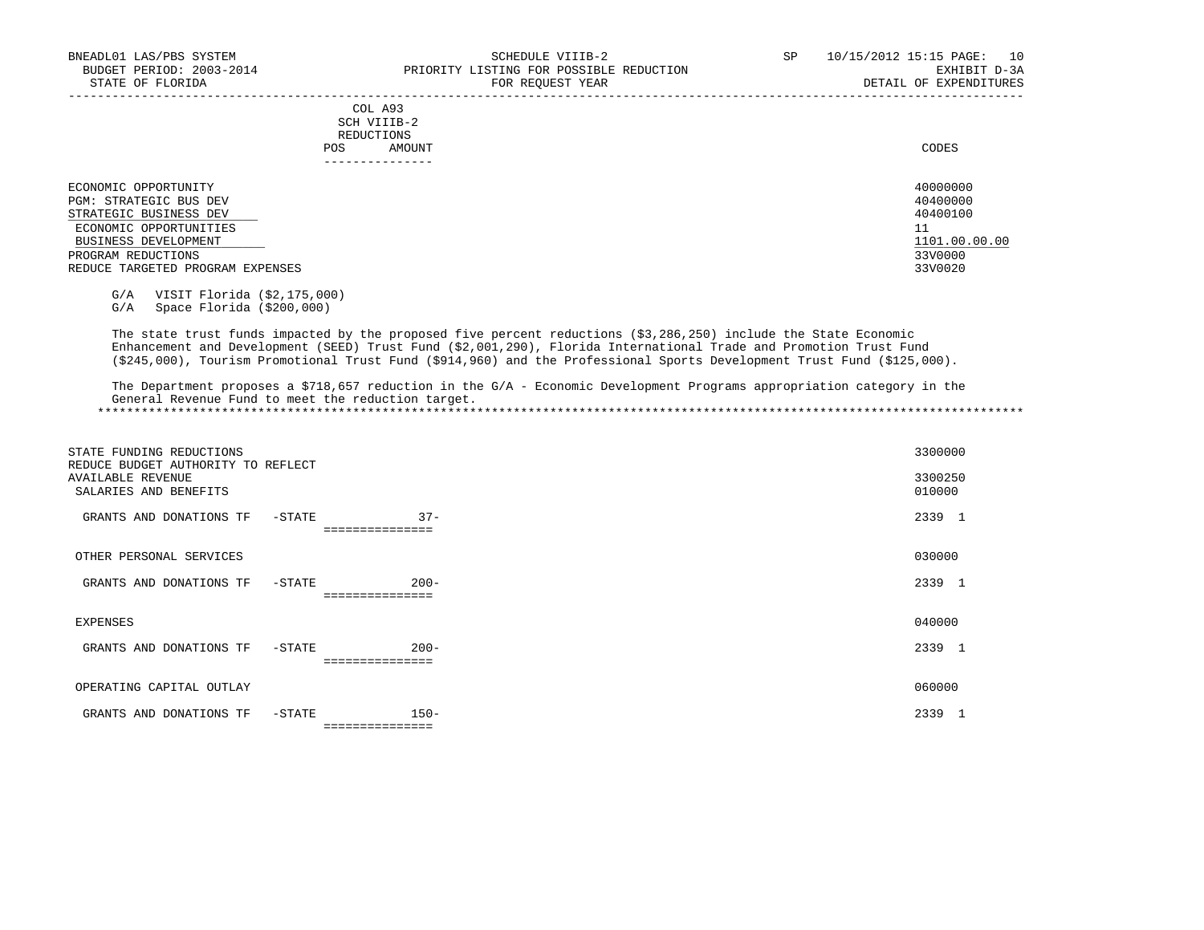COL A93
SCH VIIIB-2
REDUCTIONS

| | POS | AMOUNT | CODES |
|---|---|---|---|
| ECONOMIC OPPORTUNITY | | | 40000000 |
| PGM: STRATEGIC BUS DEV | | | 40400000 |
| STRATEGIC BUSINESS DEV | | | 40400100 |
| ECONOMIC OPPORTUNITIES | | | 11 |
| BUSINESS DEVELOPMENT | | | 1101.00.00.00 |
| PROGRAM REDUCTIONS | | | 33V0000 |
| REDUCE TARGETED PROGRAM EXPENSES | | | 33V0020 |

G/A VISIT Florida ($2,175,000)
G/A Space Florida ($200,000)

The state trust funds impacted by the proposed five percent reductions ($3,286,250) include the State Economic Enhancement and Development (SEED) Trust Fund ($2,001,290), Florida International Trade and Promotion Trust Fund ($245,000), Tourism Promotional Trust Fund ($914,960) and the Professional Sports Development Trust Fund ($125,000).

The Department proposes a $718,657 reduction in the G/A - Economic Development Programs appropriation category in the General Revenue Fund to meet the reduction target.

*****************************************************************************************************************************

| | POS | AMOUNT | CODES |
|---|---|---|---|
| STATE FUNDING REDUCTIONS | | | 3300000 |
| REDUCE BUDGET AUTHORITY TO REFLECT AVAILABLE REVENUE | | | 3300250 |
| SALARIES AND BENEFITS | | | 010000 |
| GRANTS AND DONATIONS TF -STATE | | 37- | 2339 1 |
| OTHER PERSONAL SERVICES | | | 030000 |
| GRANTS AND DONATIONS TF -STATE | | 200- | 2339 1 |
| EXPENSES | | | 040000 |
| GRANTS AND DONATIONS TF -STATE | | 200- | 2339 1 |
| OPERATING CAPITAL OUTLAY | | | 060000 |
| GRANTS AND DONATIONS TF -STATE | | 150- | 2339 1 |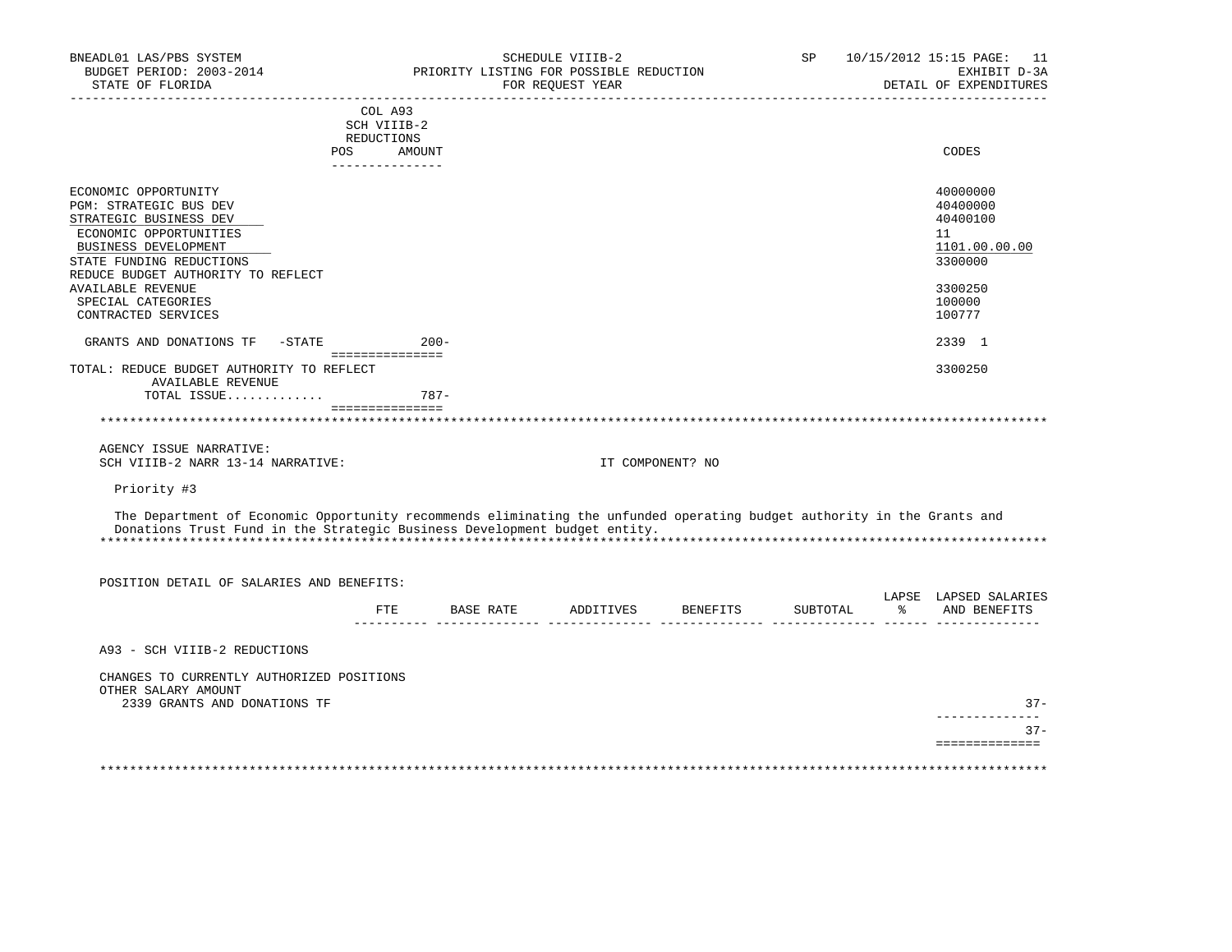BNEADL01 LAS/PBS SYSTEM | SCHEDULE VIIIB-2 | SP 10/15/2012 15:15 PAGE: 11
BUDGET PERIOD: 2003-2014 | PRIORITY LISTING FOR POSSIBLE REDUCTION | EXHIBIT D-3A
STATE OF FLORIDA | FOR REQUEST YEAR | DETAIL OF EXPENDITURES

| | COL A93 SCH VIIIB-2 REDUCTIONS POS | AMOUNT | CODES |
|---|---|---|---|
| ECONOMIC OPPORTUNITY | | | 40000000 |
| PGM: STRATEGIC BUS DEV | | | 40400000 |
| STRATEGIC BUSINESS DEV | | | 40400100 |
| ECONOMIC OPPORTUNITIES | | | 11 |
| BUSINESS DEVELOPMENT | | | 1101.00.00.00 |
| STATE FUNDING REDUCTIONS | | | 3300000 |
| REDUCE BUDGET AUTHORITY TO REFLECT AVAILABLE REVENUE | | | 3300250 |
| SPECIAL CATEGORIES | | | 100000 |
| CONTRACTED SERVICES | | | 100777 |
| GRANTS AND DONATIONS TF -STATE | | 200- | 2339 1 |
| TOTAL: REDUCE BUDGET AUTHORITY TO REFLECT AVAILABLE REVENUE | | | 3300250 |
| TOTAL ISSUE............. | | 787- | |

AGENCY ISSUE NARRATIVE:
SCH VIIIB-2 NARR 13-14 NARRATIVE: IT COMPONENT? NO

Priority #3

The Department of Economic Opportunity recommends eliminating the unfunded operating budget authority in the Grants and Donations Trust Fund in the Strategic Business Development budget entity.

POSITION DETAIL OF SALARIES AND BENEFITS:

| | FTE | BASE RATE | ADDITIVES | BENEFITS | SUBTOTAL | LAPSE % | LAPSED SALARIES AND BENEFITS |
|---|---|---|---|---|---|---|---|
| A93 - SCH VIIIB-2 REDUCTIONS | | | | | | | |
| CHANGES TO CURRENTLY AUTHORIZED POSITIONS | | | | | | | |
| OTHER SALARY AMOUNT | | | | | | | |
| 2339 GRANTS AND DONATIONS TF | | | | | | | 37- |
| | | | | | | | 37- |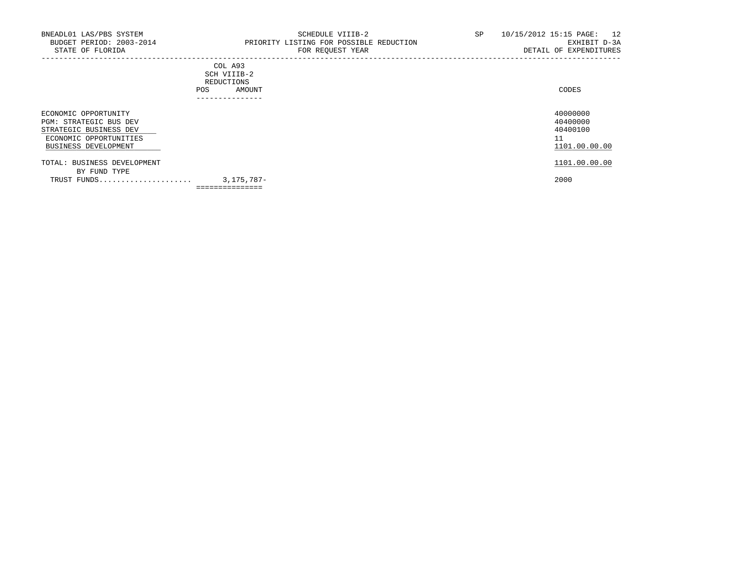BNEADL01 LAS/PBS SYSTEM
BUDGET PERIOD: 2003-2014
STATE OF FLORIDA

SCHEDULE VIIIB-2
PRIORITY LISTING FOR POSSIBLE REDUCTION
FOR REQUEST YEAR

SP 10/15/2012 15:15 PAGE: 12
EXHIBIT D-3A
DETAIL OF EXPENDITURES

| | COL A93 SCH VIIIB-2 REDUCTIONS POS | AMOUNT | CODES |
|---|---|---|---|
| ECONOMIC OPPORTUNITY | | | 40000000 |
| PGM: STRATEGIC BUS DEV | | | 40400000 |
| STRATEGIC BUSINESS DEV | | | 40400100 |
| ECONOMIC OPPORTUNITIES | | | 11 |
| BUSINESS DEVELOPMENT | | | 1101.00.00.00 |
| TOTAL: BUSINESS DEVELOPMENT | | | 1101.00.00.00 |
| BY FUND TYPE | | | |
| TRUST FUNDS...................... | | 3,175,787- | 2000 |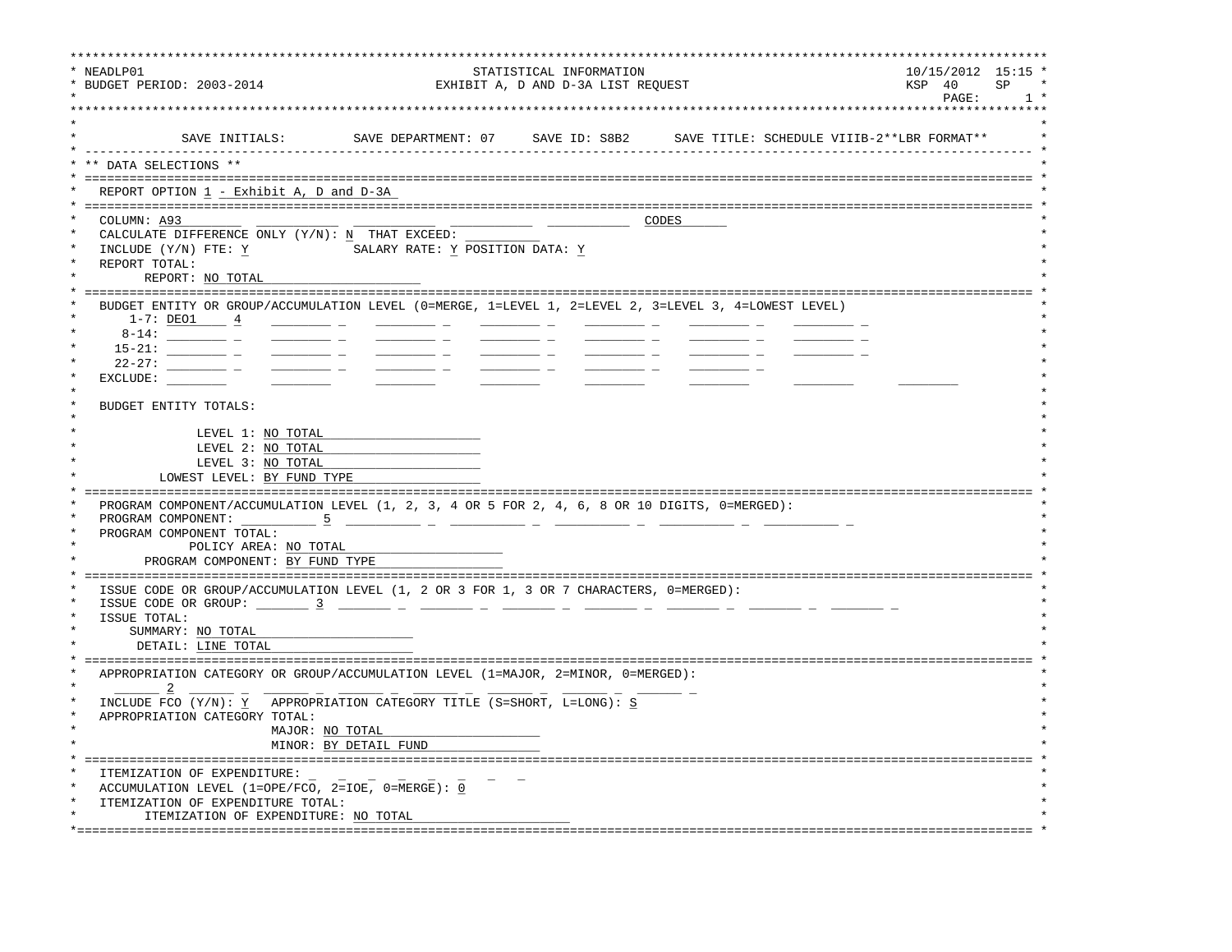```
*************************************************************************************************************************************
* NEADLP01                                        STATISTICAL INFORMATION                                           10/15/2012  15:15 *
* BUDGET PERIOD: 2003-2014                     EXHIBIT A, D AND D-3A LIST REQUEST                                    KSP  40     SP    *
*                                                                                                                          PAGE:      1 *
*************************************************************************************************************************************
*                                                                                                                                    *
*              SAVE INITIALS:         SAVE DEPARTMENT: 07     SAVE ID: S8B2      SAVE TITLE: SCHEDULE VIIIB-2**LBR FORMAT**         *
* ---------------------------------------------------------------------------------------------------------------------------------- *
* ** DATA SELECTIONS **                                                                                                              *
* ================================================================================================================================== *
*   REPORT OPTION 1 - Exhibit A, D and D-3A                                                                                          *
* ================================================================================================================================== *
*   COLUMN: A93________ ___________ ___________ ___________ ___________ CODES______                                                  *
*   CALCULATE DIFFERENCE ONLY (Y/N): N  THAT EXCEED: __________                                                                      *
*   INCLUDE (Y/N) FTE: Y             SALARY RATE: Y POSITION DATA: Y                                                                 *
*   REPORT TOTAL:                                                                                                                    *
*         REPORT: NO TOTAL____________________                                                                                       *
* ================================================================================================================================== *
*   BUDGET ENTITY OR GROUP/ACCUMULATION LEVEL (0=MERGE, 1=LEVEL 1, 2=LEVEL 2, 3=LEVEL 3, 4=LOWEST LEVEL)                             *
*       1-7: DEO1____ 4    ________ _    ________ _    ________ _    ________ _    ________ _    ________ _                            *
*      8-14: ________ _    ________ _    ________ _    ________ _    ________ _    ________ _    ________ _                            *
*     15-21: ________ _    ________ _    ________ _    ________ _    ________ _    ________ _    ________ _                            *
*     22-27: ________ _    ________ _    ________ _    ________ _    ________ _    ________ _                                          *
*   EXCLUDE: ________      ________      ________      ________      ________      ________      ________      ________              *
*                                                                                                                                    *
*   BUDGET ENTITY TOTALS:                                                                                                            *
*                                                                                                                                    *
*              LEVEL 1: NO TOTAL____________________                                                                                 *
*              LEVEL 2: NO TOTAL____________________                                                                                 *
*              LEVEL 3: NO TOTAL____________________                                                                                 *
*         LOWEST LEVEL: BY FUND TYPE________________                                                                                 *
* ================================================================================================================================== *
*   PROGRAM COMPONENT/ACCUMULATION LEVEL (1, 2, 3, 4 OR 5 FOR 2, 4, 6, 8 OR 10 DIGITS, 0=MERGED):                                    *
*   PROGRAM COMPONENT: __________ 5  __________ _  __________ _  __________ _  __________ _  __________ _                            *
*   PROGRAM COMPONENT TOTAL:                                                                                                         *
*            POLICY AREA: NO TOTAL____________________                                                                               *
*      PROGRAM COMPONENT: BY FUND TYPE________________                                                                               *
* ================================================================================================================================== *
*   ISSUE CODE OR GROUP/ACCUMULATION LEVEL (1, 2 OR 3 FOR 1, 3 OR 7 CHARACTERS, 0=MERGED):                                           *
*   ISSUE CODE OR GROUP: _______ 3  _______ _  _______ _  _______ _  _______ _  _______ _  _______ _  _______ _                      *
*   ISSUE TOTAL:                                                                                                                     *
*       SUMMARY: NO TOTAL____________________                                                                                        *
*        DETAIL: LINE TOTAL__________________                                                                                        *
* ================================================================================================================================== *
*   APPROPRIATION CATEGORY OR GROUP/ACCUMULATION LEVEL (1=MAJOR, 2=MINOR, 0=MERGED):                                                 *
*   ________ 2  ______ _  ______ _  ______ _  ______ _  ______ _  ______ _                                                           *
*   INCLUDE FCO (Y/N): Y   APPROPRIATION CATEGORY TITLE (S=SHORT, L=LONG): S                                                         *
*   APPROPRIATION CATEGORY TOTAL:                                                                                                    *
*                        MAJOR: NO TOTAL____________________                                                                         *
*                        MINOR: BY DETAIL FUND______________                                                                         *
* ================================================================================================================================== *
*   ITEMIZATION OF EXPENDITURE: _  _  _  _  _  _  _  _                                                                               *
*   ACCUMULATION LEVEL (1=OPE/FCO, 2=IOE, 0=MERGE): 0                                                                                *
*   ITEMIZATION OF EXPENDITURE TOTAL:                                                                                                *
*         ITEMIZATION OF EXPENDITURE: NO TOTAL____________________                                                                   *
*=================================================================================================================================== *
```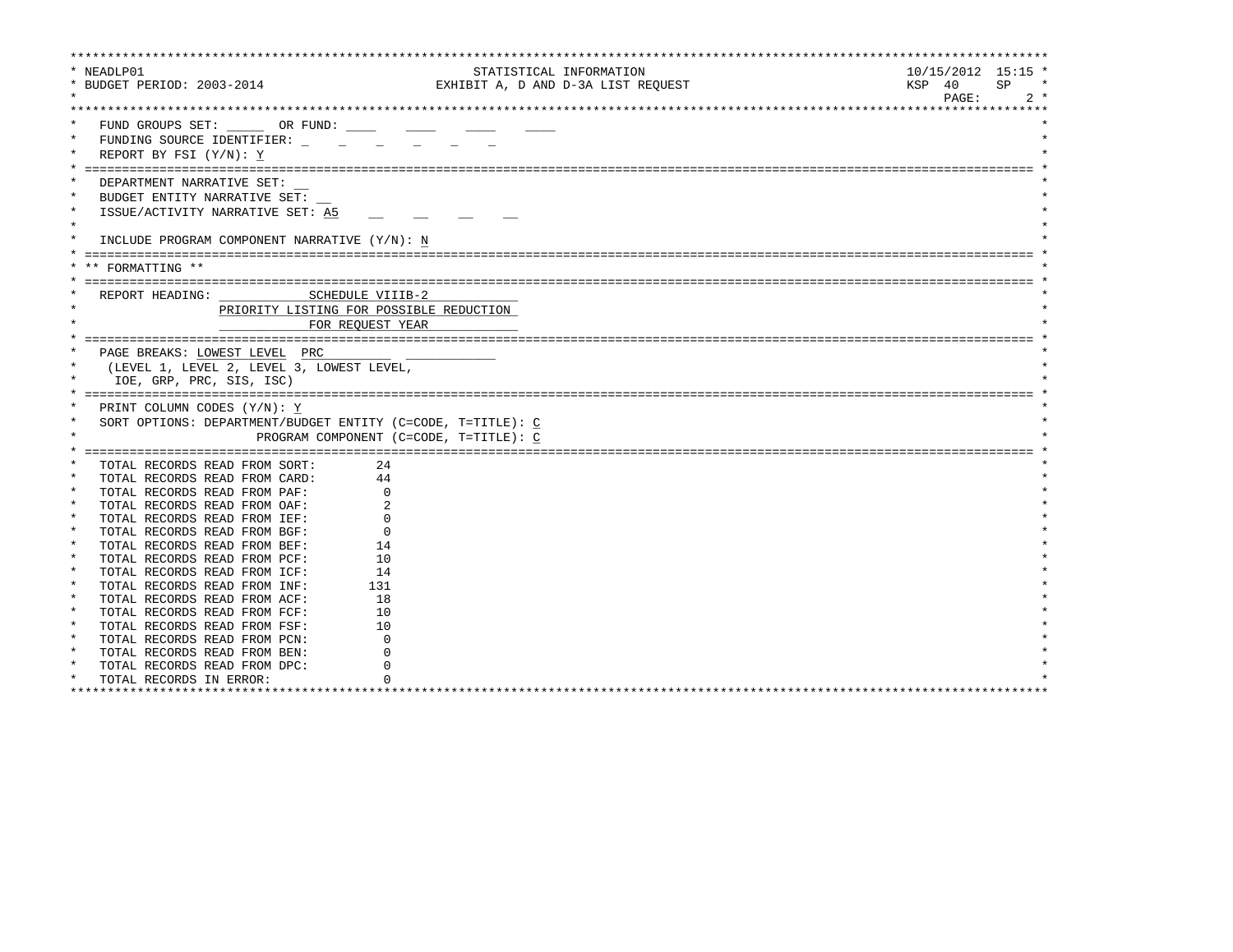```
***********************************************************************************************************************
* NEADLP01                                  STATISTICAL INFORMATION                                  10/15/2012  15:15 *
* BUDGET PERIOD: 2003-2014             EXHIBIT A, D AND D-3A LIST REQUEST                            KSP  40     SP    *
*                                                                                                        PAGE:      2 *
***********************************************************************************************************************
*   FUND GROUPS SET: _____  OR FUND: ____    ____    ____    ____                                                      *
*   FUNDING SOURCE IDENTIFIER: _    _    _    _    _    _                                                              *
*   REPORT BY FSI (Y/N): Y                                                                                             *
* ================================================================================================================== *
*   DEPARTMENT NARRATIVE SET: __                                                                                       *
*   BUDGET ENTITY NARRATIVE SET: __                                                                                    *
*   ISSUE/ACTIVITY NARRATIVE SET: A5    __    __    __    __                                                           *
*                                                                                                                      *
*   INCLUDE PROGRAM COMPONENT NARRATIVE (Y/N): N                                                                       *
* ================================================================================================================== *
* ** FORMATTING **                                                                                                     *
* ================================================================================================================== *
*   REPORT HEADING:             SCHEDULE VIIIB-2                                                                       *
*                    PRIORITY LISTING FOR POSSIBLE REDUCTION                                                           *
*                             FOR REQUEST YEAR                                                                         *
* ================================================================================================================== *
*   PAGE BREAKS: LOWEST LEVEL  PRC                                                                                     *
*    (LEVEL 1, LEVEL 2, LEVEL 3, LOWEST LEVEL,                                                                         *
*     IOE, GRP, PRC, SIS, ISC)                                                                                         *
* ================================================================================================================== *
*   PRINT COLUMN CODES (Y/N): Y                                                                                        *
*   SORT OPTIONS: DEPARTMENT/BUDGET ENTITY (C=CODE, T=TITLE): C                                                        *
*                          PROGRAM COMPONENT (C=CODE, T=TITLE): C                                                      *
* ================================================================================================================== *
*   TOTAL RECORDS READ FROM SORT:        24                                                                            *
*   TOTAL RECORDS READ FROM CARD:        44                                                                            *
*   TOTAL RECORDS READ FROM PAF:          0                                                                            *
*   TOTAL RECORDS READ FROM OAF:          2                                                                            *
*   TOTAL RECORDS READ FROM IEF:          0                                                                            *
*   TOTAL RECORDS READ FROM BGF:          0                                                                            *
*   TOTAL RECORDS READ FROM BEF:         14                                                                            *
*   TOTAL RECORDS READ FROM PCF:         10                                                                            *
*   TOTAL RECORDS READ FROM ICF:         14                                                                            *
*   TOTAL RECORDS READ FROM INF:        131                                                                            *
*   TOTAL RECORDS READ FROM ACF:         18                                                                            *
*   TOTAL RECORDS READ FROM FCF:         10                                                                            *
*   TOTAL RECORDS READ FROM FSF:         10                                                                            *
*   TOTAL RECORDS READ FROM PCN:          0                                                                            *
*   TOTAL RECORDS READ FROM BEN:          0                                                                            *
*   TOTAL RECORDS READ FROM DPC:          0                                                                            *
*   TOTAL RECORDS IN ERROR:               0                                                                            *
***********************************************************************************************************************
```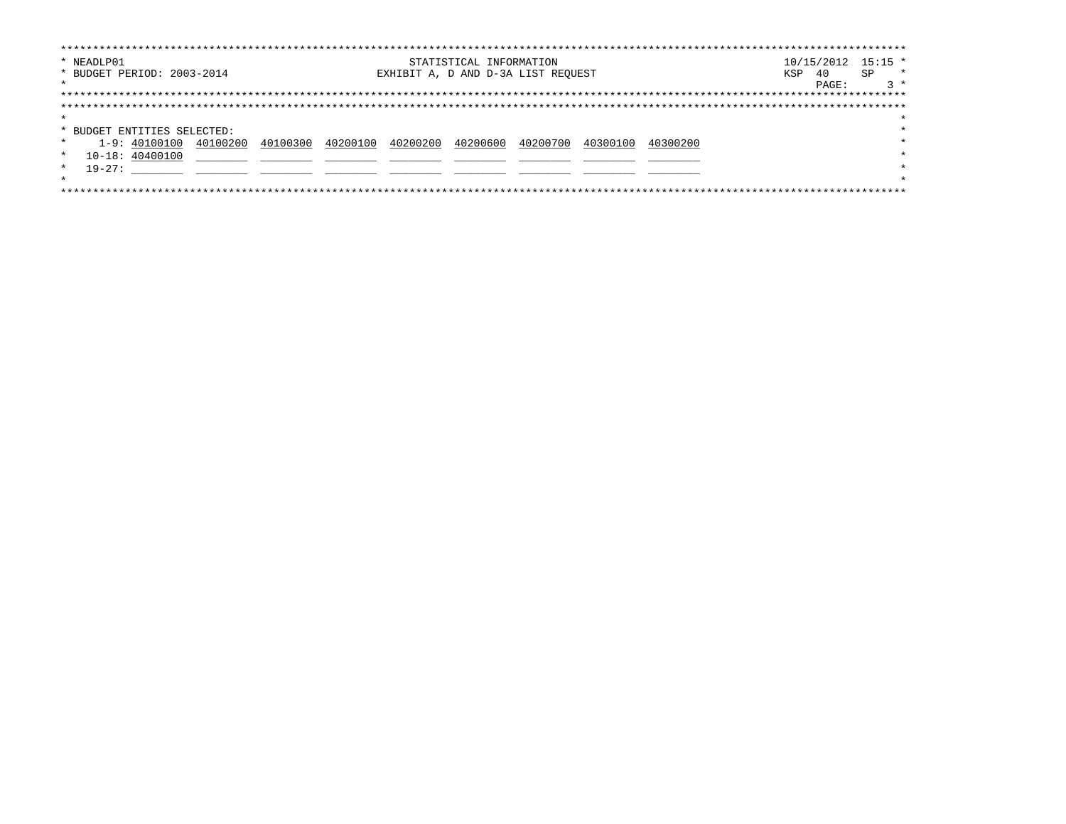```
************************************************************************************************************************************
* NEADLP01                                        STATISTICAL INFORMATION                                         10/15/2012  15:15 *
* BUDGET PERIOD: 2003-2014                    EXHIBIT A, D AND D-3A LIST REQUEST                                  KSP  40     SP    *
*                                                                                                                      PAGE:     3 *
************************************************************************************************************************************
************************************************************************************************************************************
*                                                                                                                                  *
* BUDGET ENTITIES SELECTED:                                                                                                        *
*     1-9: 40100100  40100200  40100300  40200100  40200200  40200600  40200700  40300100  40300200                                *
*   10-18: 40400100  ________  ________  ________  ________  ________  ________  ________  ________                                *
*   19-27: ________  ________  ________  ________  ________  ________  ________  ________  ________                                *
*                                                                                                                                  *
************************************************************************************************************************************
```